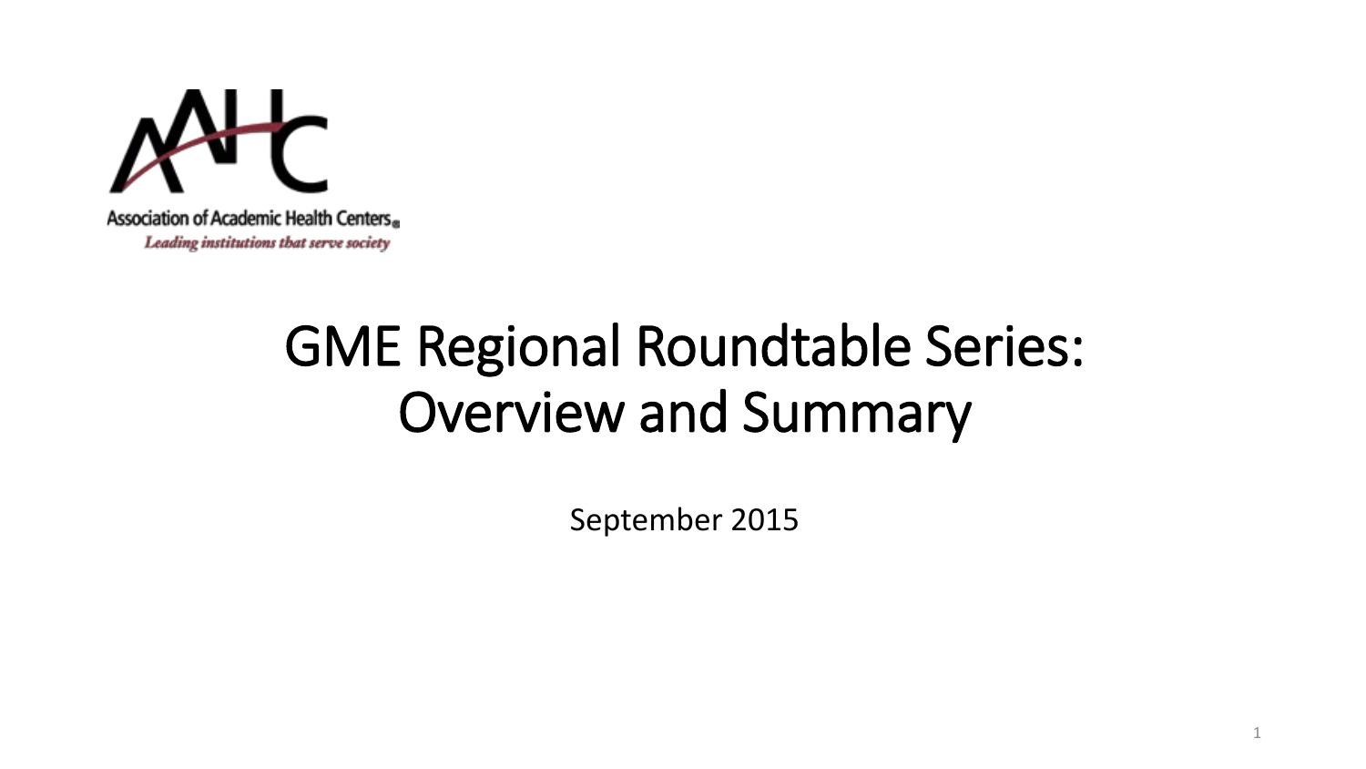Association of Academic Health Centers®

*Leading institutions that serve society*

# GME Regional Roundtable Series: Overview and Summary

September 2015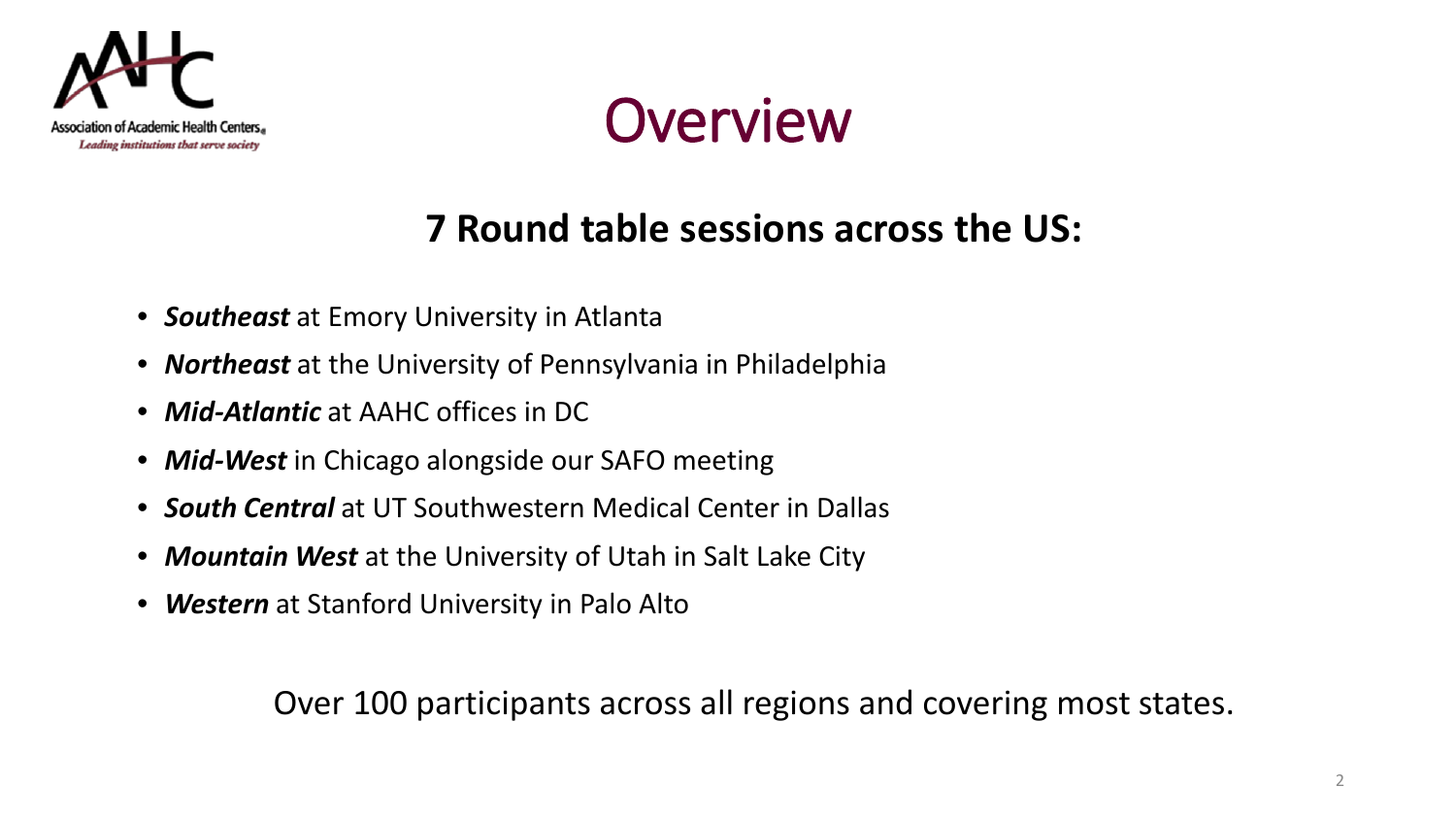# Overview

## 7 Round table sessions across the US:

- ***Southeast*** at Emory University in Atlanta
- ***Northeast*** at the University of Pennsylvania in Philadelphia
- ***Mid-Atlantic*** at AAHC offices in DC
- ***Mid-West*** in Chicago alongside our SAFO meeting
- ***South Central*** at UT Southwestern Medical Center in Dallas
- ***Mountain West*** at the University of Utah in Salt Lake City
- ***Western*** at Stanford University in Palo Alto

Over 100 participants across all regions and covering most states.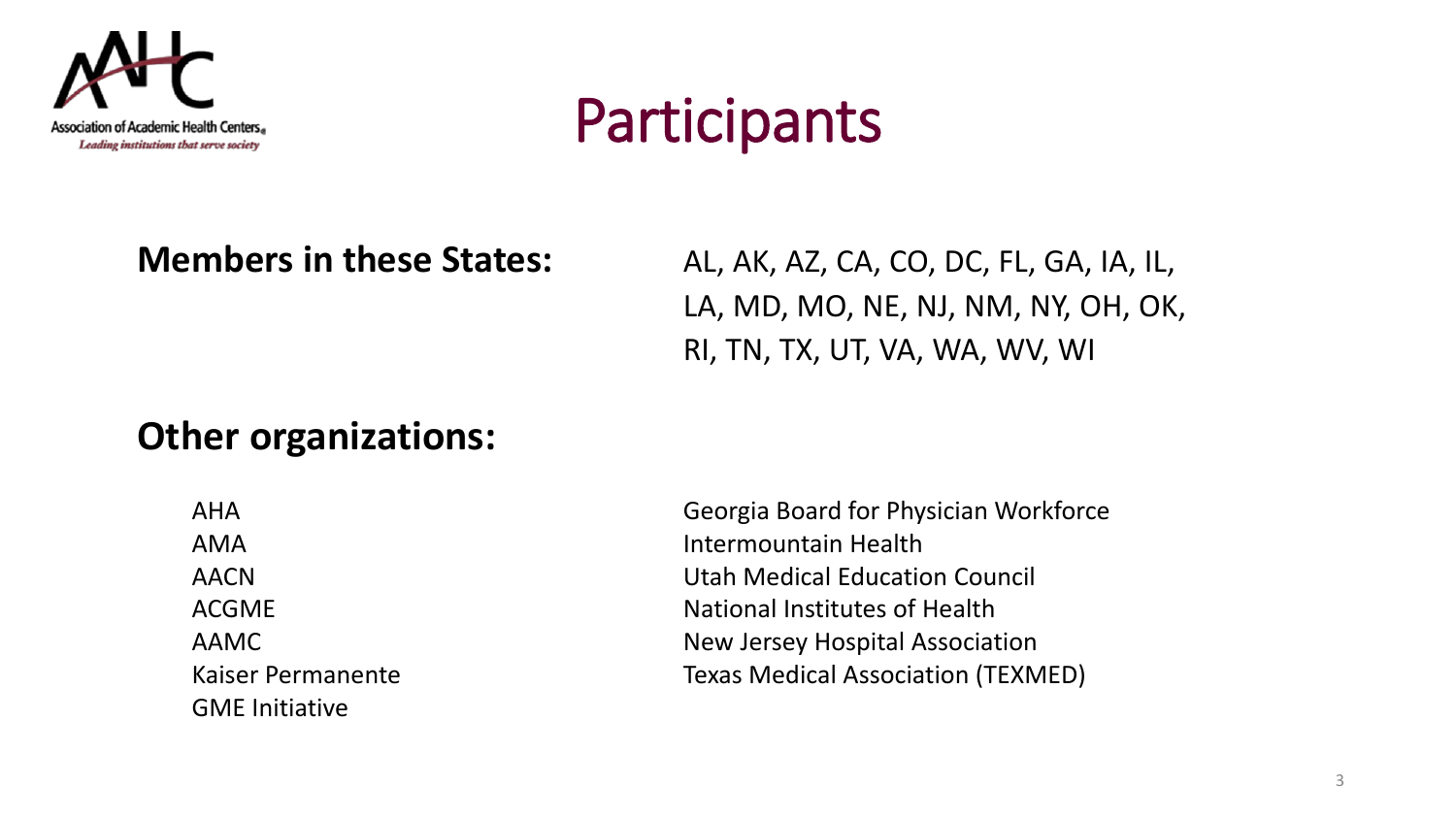# Participants

**Members in these States:** AL, AK, AZ, CA, CO, DC, FL, GA, IA, IL, LA, MD, MO, NE, NJ, NM, NY, OH, OK, RI, TN, TX, UT, VA, WA, WV, WI

**Other organizations:**

- AHA
- AMA
- AACN
- ACGME
- AAMC
- Kaiser Permanente
- GME Initiative
- Georgia Board for Physician Workforce
- Intermountain Health
- Utah Medical Education Council
- National Institutes of Health
- New Jersey Hospital Association
- Texas Medical Association (TEXMED)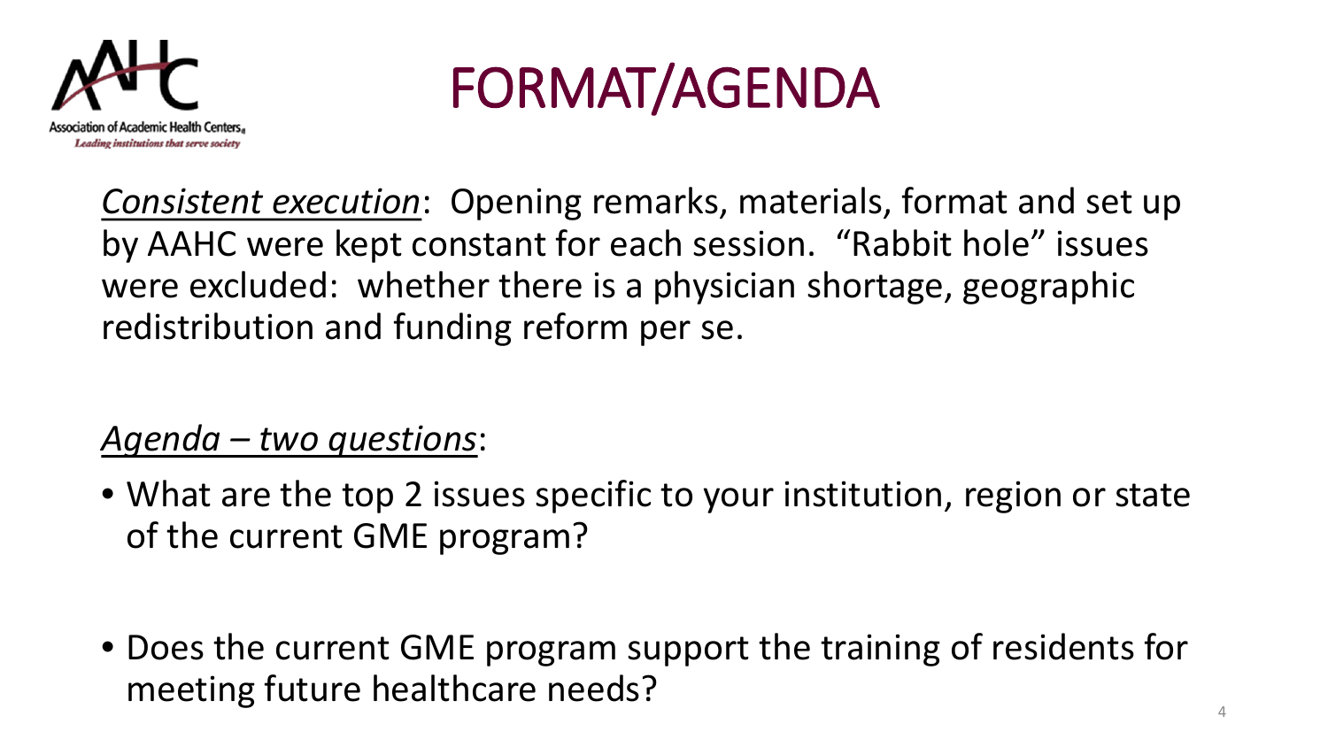# FORMAT/AGENDA

*Consistent execution*: Opening remarks, materials, format and set up by AAHC were kept constant for each session. "Rabbit hole" issues were excluded: whether there is a physician shortage, geographic redistribution and funding reform per se.

*Agenda – two questions*:

- What are the top 2 issues specific to your institution, region or state of the current GME program?
- Does the current GME program support the training of residents for meeting future healthcare needs?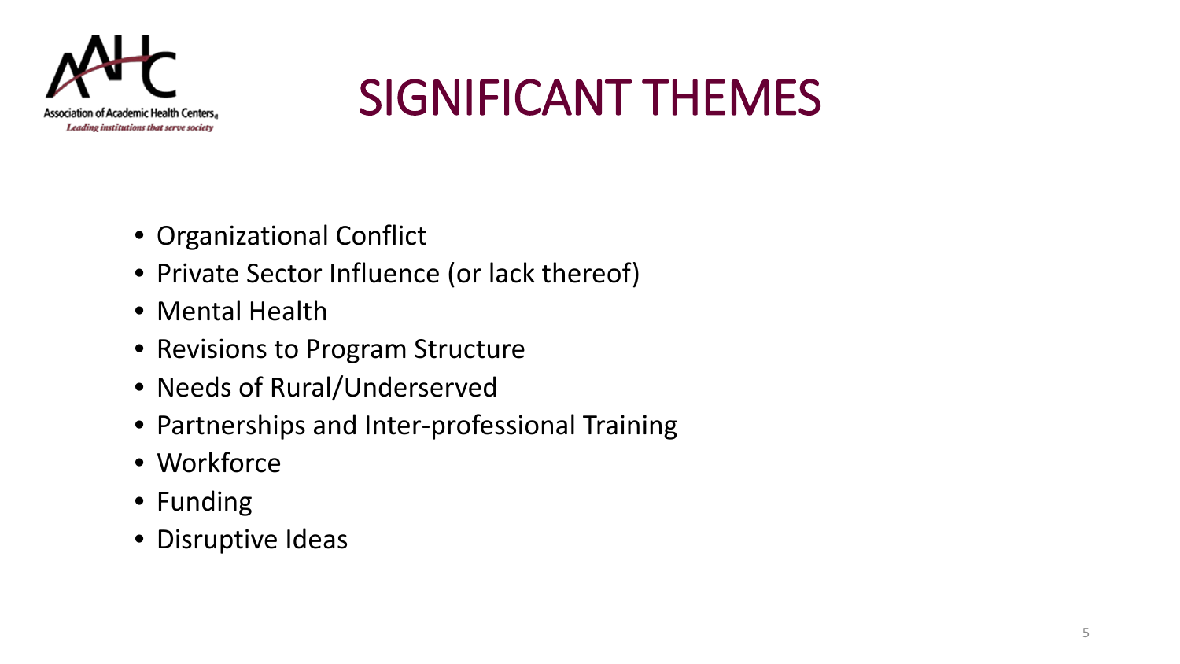# SIGNIFICANT THEMES

- Organizational Conflict
- Private Sector Influence (or lack thereof)
- Mental Health
- Revisions to Program Structure
- Needs of Rural/Underserved
- Partnerships and Inter-professional Training
- Workforce
- Funding
- Disruptive Ideas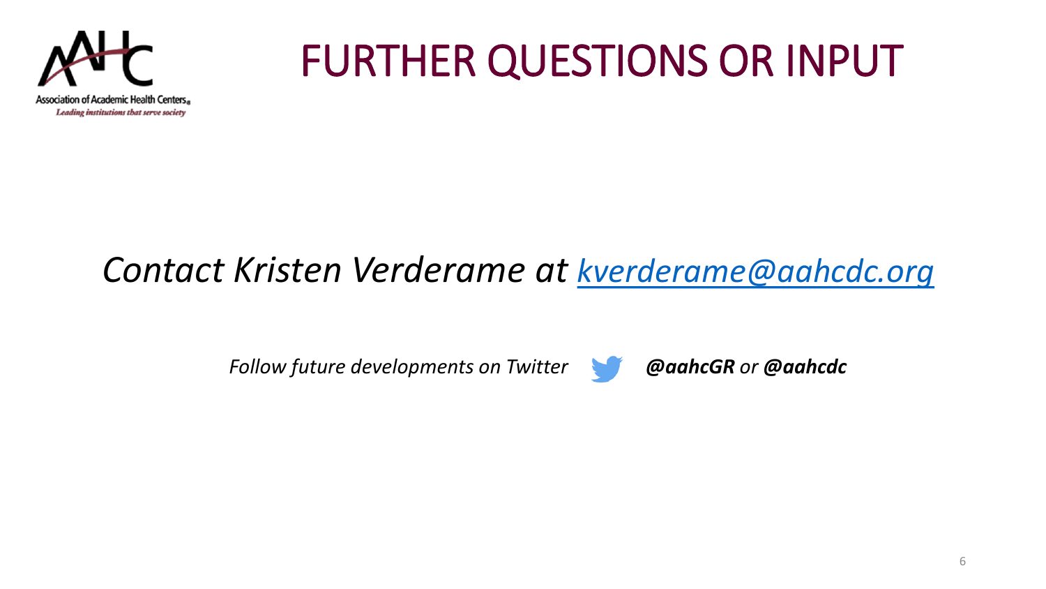Association of Academic Health Centers®

*Leading institutions that serve society*

# FURTHER QUESTIONS OR INPUT

*Contact Kristen Verderame at [kverderame@aahcdc.org](mailto:kverderame@aahcdc.org)*

*Follow future developments on Twitter* ***@aahcGR*** *or* ***@aahcdc***